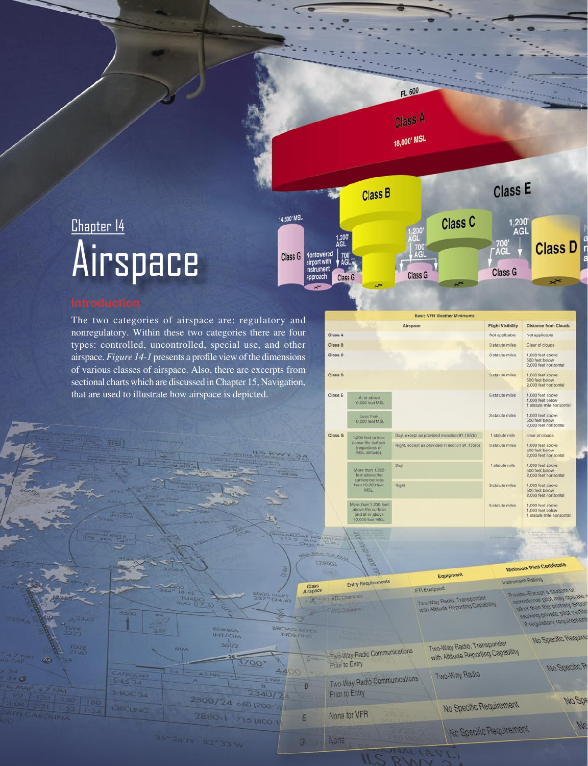# Chapter 14

# Airspace

## Introduction

The two categories of airspace are: regulatory and nonregulatory. Within these two categories there are four types: controlled, uncontrolled, special use, and other airspace. *Figure 14-1* presents a profile view of the dimensions of various classes of airspace. Also, there are excerpts from sectional charts which are discussed in Chapter 15, Navigation, that are used to illustrate how airspace is depicted.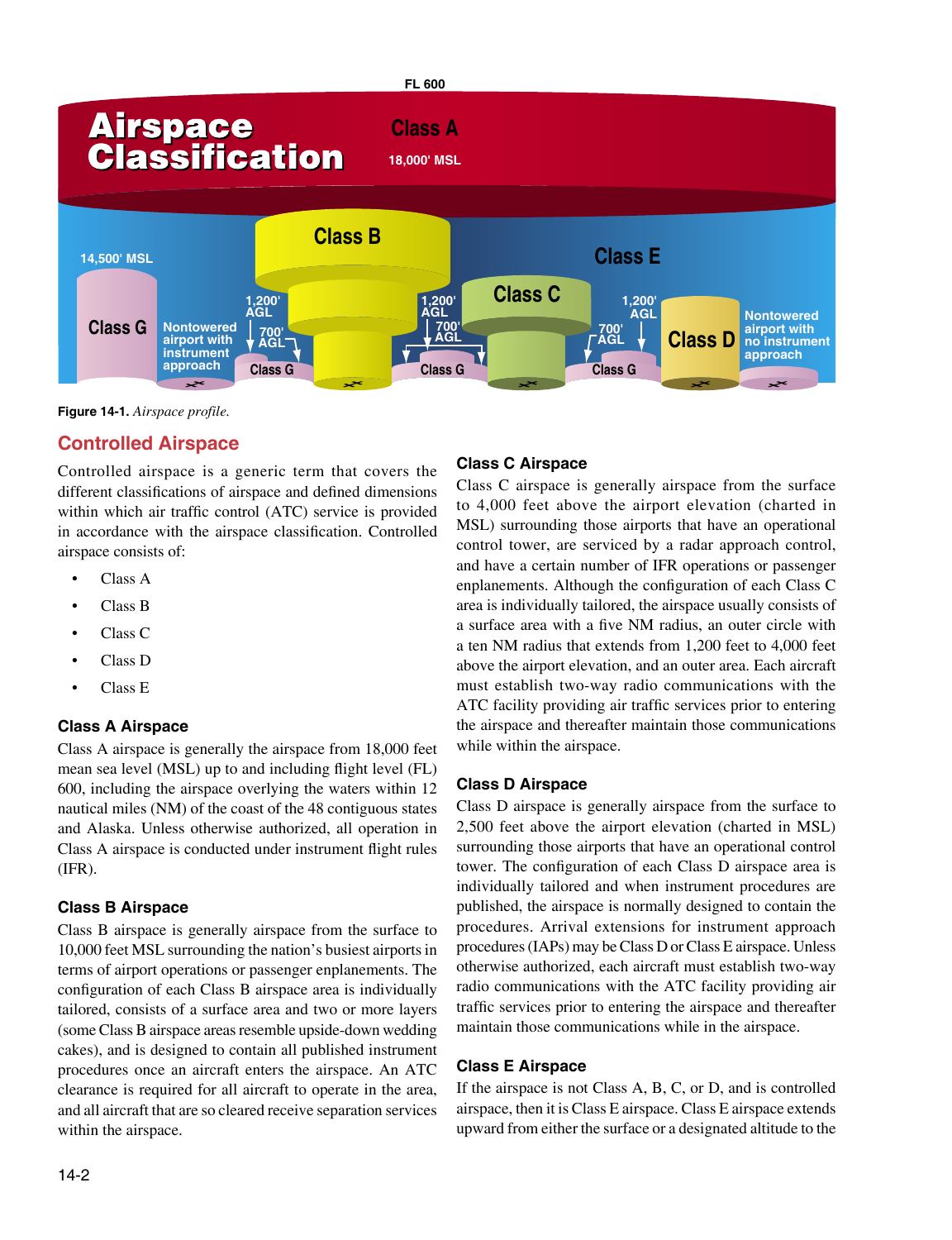FL 600

Airspace Classification

Class A

18,000' MSL

Class B

Class E

14,500' MSL

Class C

1,200' AGL

1,200' AGL

1,200' AGL

Class G

Nontowered airport with instrument approach

700' AGL

700' AGL

700' AGL

Class D

Nontowered airport with no instrument approach

Class G

Class G

Class G

**Figure 14-1.** *Airspace profile.*

## Controlled Airspace

Controlled airspace is a generic term that covers the different classifications of airspace and defined dimensions within which air traffic control (ATC) service is provided in accordance with the airspace classification. Controlled airspace consists of:

- Class A
- Class B
- Class C
- Class D
- Class E

### Class A Airspace

Class A airspace is generally the airspace from 18,000 feet mean sea level (MSL) up to and including flight level (FL) 600, including the airspace overlying the waters within 12 nautical miles (NM) of the coast of the 48 contiguous states and Alaska. Unless otherwise authorized, all operation in Class A airspace is conducted under instrument flight rules (IFR).

### Class B Airspace

Class B airspace is generally airspace from the surface to 10,000 feet MSL surrounding the nation's busiest airports in terms of airport operations or passenger enplanements. The configuration of each Class B airspace area is individually tailored, consists of a surface area and two or more layers (some Class B airspace areas resemble upside-down wedding cakes), and is designed to contain all published instrument procedures once an aircraft enters the airspace. An ATC clearance is required for all aircraft to operate in the area, and all aircraft that are so cleared receive separation services within the airspace.

### Class C Airspace

Class C airspace is generally airspace from the surface to 4,000 feet above the airport elevation (charted in MSL) surrounding those airports that have an operational control tower, are serviced by a radar approach control, and have a certain number of IFR operations or passenger enplanements. Although the configuration of each Class C area is individually tailored, the airspace usually consists of a surface area with a five NM radius, an outer circle with a ten NM radius that extends from 1,200 feet to 4,000 feet above the airport elevation, and an outer area. Each aircraft must establish two-way radio communications with the ATC facility providing air traffic services prior to entering the airspace and thereafter maintain those communications while within the airspace.

### Class D Airspace

Class D airspace is generally airspace from the surface to 2,500 feet above the airport elevation (charted in MSL) surrounding those airports that have an operational control tower. The configuration of each Class D airspace area is individually tailored and when instrument procedures are published, the airspace is normally designed to contain the procedures. Arrival extensions for instrument approach procedures (IAPs) may be Class D or Class E airspace. Unless otherwise authorized, each aircraft must establish two-way radio communications with the ATC facility providing air traffic services prior to entering the airspace and thereafter maintain those communications while in the airspace.

### Class E Airspace

If the airspace is not Class A, B, C, or D, and is controlled airspace, then it is Class E airspace. Class E airspace extends upward from either the surface or a designated altitude to the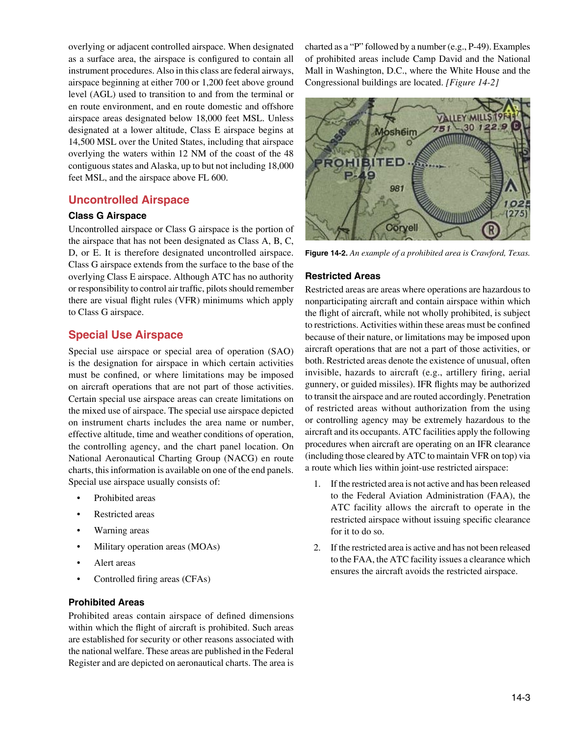overlying or adjacent controlled airspace. When designated as a surface area, the airspace is configured to contain all instrument procedures. Also in this class are federal airways, airspace beginning at either 700 or 1,200 feet above ground level (AGL) used to transition to and from the terminal or en route environment, and en route domestic and offshore airspace areas designated below 18,000 feet MSL. Unless designated at a lower altitude, Class E airspace begins at 14,500 MSL over the United States, including that airspace overlying the waters within 12 NM of the coast of the 48 contiguous states and Alaska, up to but not including 18,000 feet MSL, and the airspace above FL 600.

## Uncontrolled Airspace

### Class G Airspace

Uncontrolled airspace or Class G airspace is the portion of the airspace that has not been designated as Class A, B, C, D, or E. It is therefore designated uncontrolled airspace. Class G airspace extends from the surface to the base of the overlying Class E airspace. Although ATC has no authority or responsibility to control air traffic, pilots should remember there are visual flight rules (VFR) minimums which apply to Class G airspace.

## Special Use Airspace

Special use airspace or special area of operation (SAO) is the designation for airspace in which certain activities must be confined, or where limitations may be imposed on aircraft operations that are not part of those activities. Certain special use airspace areas can create limitations on the mixed use of airspace. The special use airspace depicted on instrument charts includes the area name or number, effective altitude, time and weather conditions of operation, the controlling agency, and the chart panel location. On National Aeronautical Charting Group (NACG) en route charts, this information is available on one of the end panels. Special use airspace usually consists of:

- Prohibited areas
- Restricted areas
- Warning areas
- Military operation areas (MOAs)
- Alert areas
- Controlled firing areas (CFAs)

### Prohibited Areas

Prohibited areas contain airspace of defined dimensions within which the flight of aircraft is prohibited. Such areas are established for security or other reasons associated with the national welfare. These areas are published in the Federal Register and are depicted on aeronautical charts. The area is charted as a "P" followed by a number (e.g., P-49). Examples of prohibited areas include Camp David and the National Mall in Washington, D.C., where the White House and the Congressional buildings are located. *[Figure 14-2]*

**Figure 14-2.** *An example of a prohibited area is Crawford, Texas.*

### Restricted Areas

Restricted areas are areas where operations are hazardous to nonparticipating aircraft and contain airspace within which the flight of aircraft, while not wholly prohibited, is subject to restrictions. Activities within these areas must be confined because of their nature, or limitations may be imposed upon aircraft operations that are not a part of those activities, or both. Restricted areas denote the existence of unusual, often invisible, hazards to aircraft (e.g., artillery firing, aerial gunnery, or guided missiles). IFR flights may be authorized to transit the airspace and are routed accordingly. Penetration of restricted areas without authorization from the using or controlling agency may be extremely hazardous to the aircraft and its occupants. ATC facilities apply the following procedures when aircraft are operating on an IFR clearance (including those cleared by ATC to maintain VFR on top) via a route which lies within joint-use restricted airspace:

1. If the restricted area is not active and has been released to the Federal Aviation Administration (FAA), the ATC facility allows the aircraft to operate in the restricted airspace without issuing specific clearance for it to do so.
2. If the restricted area is active and has not been released to the FAA, the ATC facility issues a clearance which ensures the aircraft avoids the restricted airspace.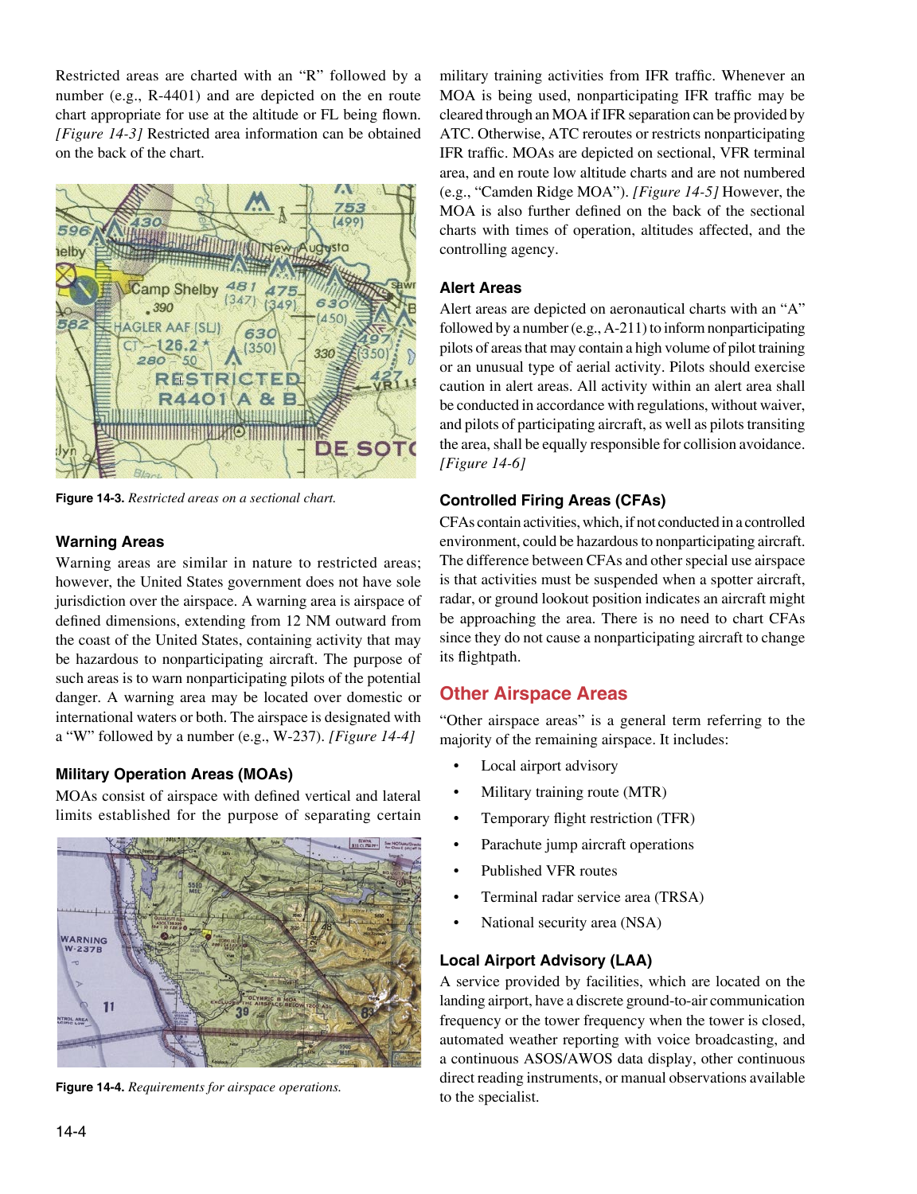Restricted areas are charted with an "R" followed by a number (e.g., R-4401) and are depicted on the en route chart appropriate for use at the altitude or FL being flown. *[Figure 14-3]* Restricted area information can be obtained on the back of the chart.

**Figure 14-3.** *Restricted areas on a sectional chart.*

### Warning Areas

Warning areas are similar in nature to restricted areas; however, the United States government does not have sole jurisdiction over the airspace. A warning area is airspace of defined dimensions, extending from 12 NM outward from the coast of the United States, containing activity that may be hazardous to nonparticipating aircraft. The purpose of such areas is to warn nonparticipating pilots of the potential danger. A warning area may be located over domestic or international waters or both. The airspace is designated with a "W" followed by a number (e.g., W-237). *[Figure 14-4]*

### Military Operation Areas (MOAs)

MOAs consist of airspace with defined vertical and lateral limits established for the purpose of separating certain military training activities from IFR traffic. Whenever an MOA is being used, nonparticipating IFR traffic may be cleared through an MOA if IFR separation can be provided by ATC. Otherwise, ATC reroutes or restricts nonparticipating IFR traffic. MOAs are depicted on sectional, VFR terminal area, and en route low altitude charts and are not numbered (e.g., "Camden Ridge MOA"). *[Figure 14-5]* However, the MOA is also further defined on the back of the sectional charts with times of operation, altitudes affected, and the controlling agency.

**Figure 14-4.** *Requirements for airspace operations.*

### Alert Areas

Alert areas are depicted on aeronautical charts with an "A" followed by a number (e.g., A-211) to inform nonparticipating pilots of areas that may contain a high volume of pilot training or an unusual type of aerial activity. Pilots should exercise caution in alert areas. All activity within an alert area shall be conducted in accordance with regulations, without waiver, and pilots of participating aircraft, as well as pilots transiting the area, shall be equally responsible for collision avoidance. *[Figure 14-6]*

### Controlled Firing Areas (CFAs)

CFAs contain activities, which, if not conducted in a controlled environment, could be hazardous to nonparticipating aircraft. The difference between CFAs and other special use airspace is that activities must be suspended when a spotter aircraft, radar, or ground lookout position indicates an aircraft might be approaching the area. There is no need to chart CFAs since they do not cause a nonparticipating aircraft to change its flightpath.

## Other Airspace Areas

"Other airspace areas" is a general term referring to the majority of the remaining airspace. It includes:

- Local airport advisory
- Military training route (MTR)
- Temporary flight restriction (TFR)
- Parachute jump aircraft operations
- Published VFR routes
- Terminal radar service area (TRSA)
- National security area (NSA)

### Local Airport Advisory (LAA)

A service provided by facilities, which are located on the landing airport, have a discrete ground-to-air communication frequency or the tower frequency when the tower is closed, automated weather reporting with voice broadcasting, and a continuous ASOS/AWOS data display, other continuous direct reading instruments, or manual observations available to the specialist.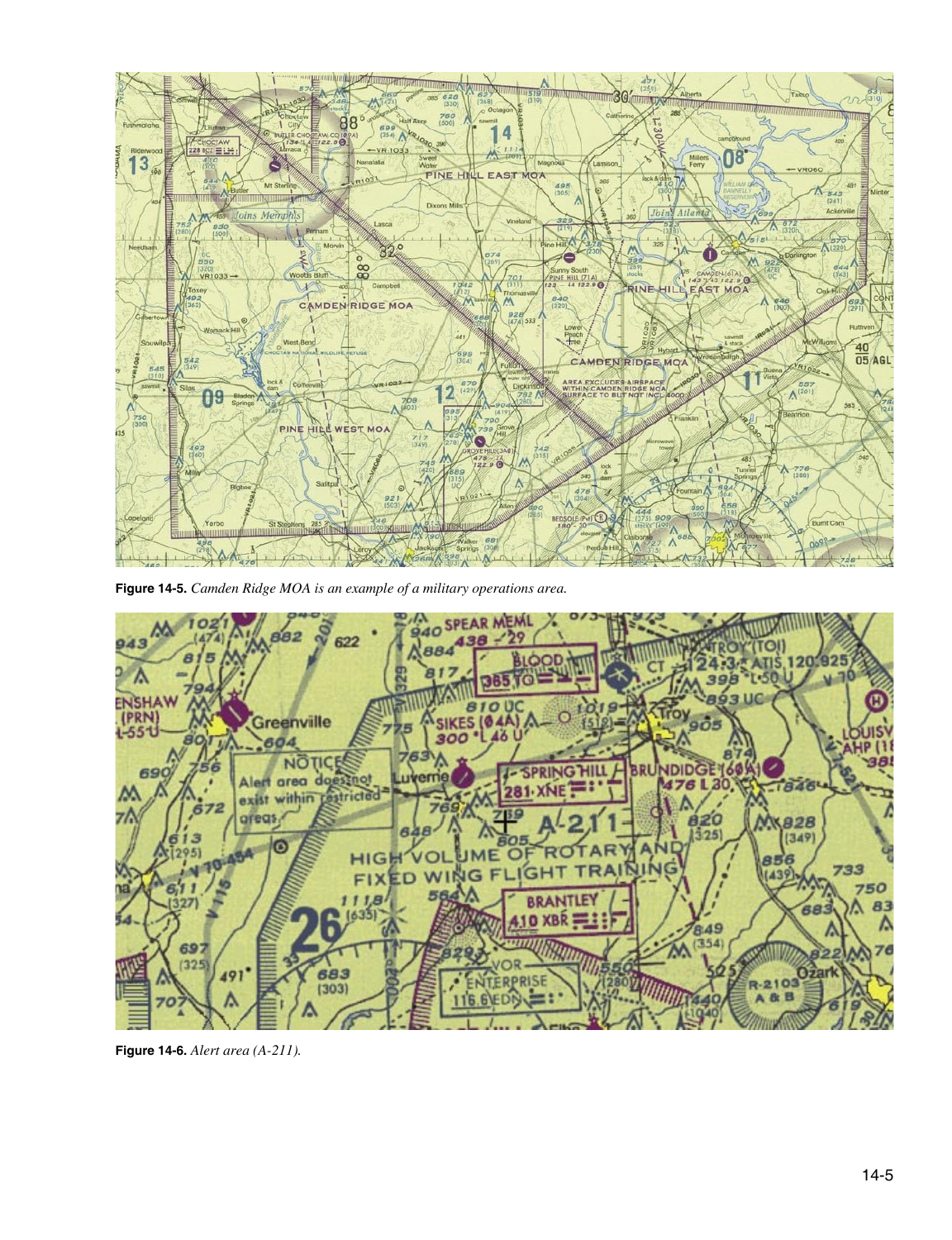**Figure 14-5.** *Camden Ridge MOA is an example of a military operations area.*

**Figure 14-6.** *Alert area (A-211).*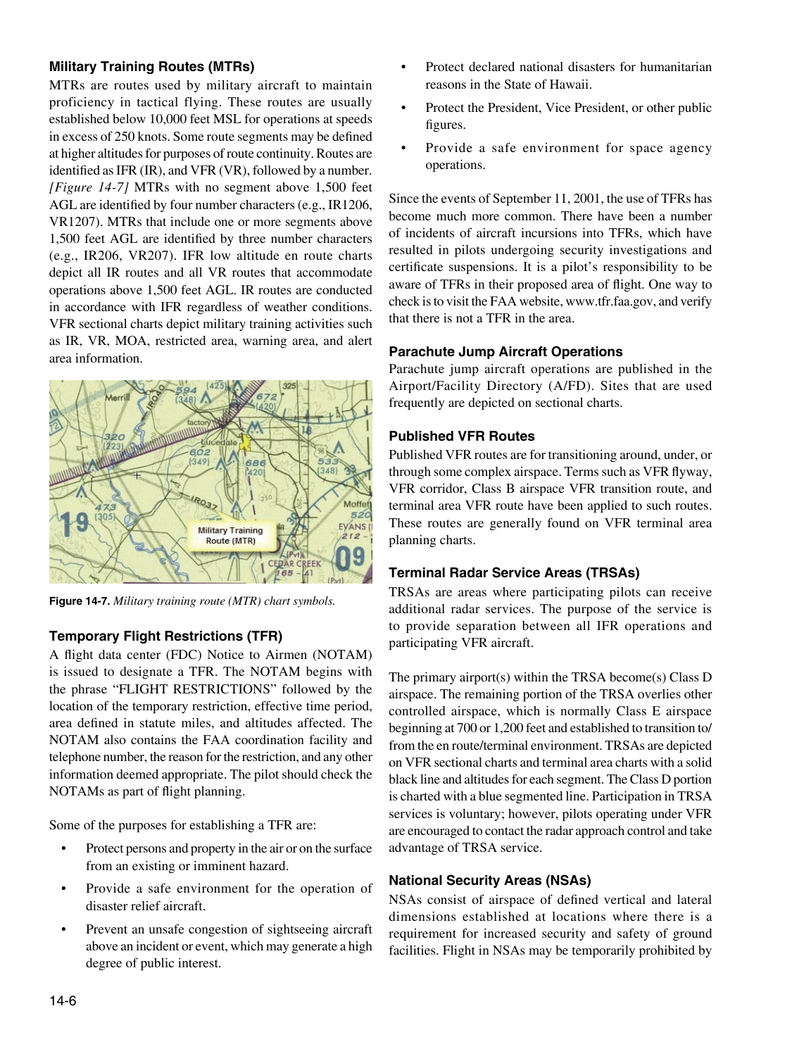### Military Training Routes (MTRs)

MTRs are routes used by military aircraft to maintain proficiency in tactical flying. These routes are usually established below 10,000 feet MSL for operations at speeds in excess of 250 knots. Some route segments may be defined at higher altitudes for purposes of route continuity. Routes are identified as IFR (IR), and VFR (VR), followed by a number. *[Figure 14-7]* MTRs with no segment above 1,500 feet AGL are identified by four number characters (e.g., IR1206, VR1207). MTRs that include one or more segments above 1,500 feet AGL are identified by three number characters (e.g., IR206, VR207). IFR low altitude en route charts depict all IR routes and all VR routes that accommodate operations above 1,500 feet AGL. IR routes are conducted in accordance with IFR regardless of weather conditions. VFR sectional charts depict military training activities such as IR, VR, MOA, restricted area, warning area, and alert area information.

**Figure 14-7.** *Military training route (MTR) chart symbols.*

### Temporary Flight Restrictions (TFR)

A flight data center (FDC) Notice to Airmen (NOTAM) is issued to designate a TFR. The NOTAM begins with the phrase "FLIGHT RESTRICTIONS" followed by the location of the temporary restriction, effective time period, area defined in statute miles, and altitudes affected. The NOTAM also contains the FAA coordination facility and telephone number, the reason for the restriction, and any other information deemed appropriate. The pilot should check the NOTAMs as part of flight planning.

Some of the purposes for establishing a TFR are:

- Protect persons and property in the air or on the surface from an existing or imminent hazard.
- Provide a safe environment for the operation of disaster relief aircraft.
- Prevent an unsafe congestion of sightseeing aircraft above an incident or event, which may generate a high degree of public interest.
- Protect declared national disasters for humanitarian reasons in the State of Hawaii.
- Protect the President, Vice President, or other public figures.
- Provide a safe environment for space agency operations.

Since the events of September 11, 2001, the use of TFRs has become much more common. There have been a number of incidents of aircraft incursions into TFRs, which have resulted in pilots undergoing security investigations and certificate suspensions. It is a pilot's responsibility to be aware of TFRs in their proposed area of flight. One way to check is to visit the FAA website, www.tfr.faa.gov, and verify that there is not a TFR in the area.

### Parachute Jump Aircraft Operations

Parachute jump aircraft operations are published in the Airport/Facility Directory (A/FD). Sites that are used frequently are depicted on sectional charts.

### Published VFR Routes

Published VFR routes are for transitioning around, under, or through some complex airspace. Terms such as VFR flyway, VFR corridor, Class B airspace VFR transition route, and terminal area VFR route have been applied to such routes. These routes are generally found on VFR terminal area planning charts.

### Terminal Radar Service Areas (TRSAs)

TRSAs are areas where participating pilots can receive additional radar services. The purpose of the service is to provide separation between all IFR operations and participating VFR aircraft.

The primary airport(s) within the TRSA become(s) Class D airspace. The remaining portion of the TRSA overlies other controlled airspace, which is normally Class E airspace beginning at 700 or 1,200 feet and established to transition to/from the en route/terminal environment. TRSAs are depicted on VFR sectional charts and terminal area charts with a solid black line and altitudes for each segment. The Class D portion is charted with a blue segmented line. Participation in TRSA services is voluntary; however, pilots operating under VFR are encouraged to contact the radar approach control and take advantage of TRSA service.

### National Security Areas (NSAs)

NSAs consist of airspace of defined vertical and lateral dimensions established at locations where there is a requirement for increased security and safety of ground facilities. Flight in NSAs may be temporarily prohibited by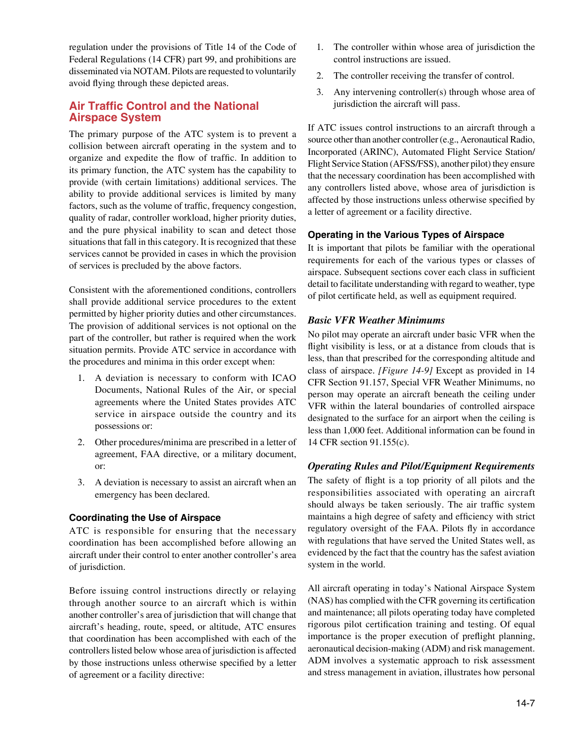regulation under the provisions of Title 14 of the Code of Federal Regulations (14 CFR) part 99, and prohibitions are disseminated via NOTAM. Pilots are requested to voluntarily avoid flying through these depicted areas.

## Air Traffic Control and the National Airspace System

The primary purpose of the ATC system is to prevent a collision between aircraft operating in the system and to organize and expedite the flow of traffic. In addition to its primary function, the ATC system has the capability to provide (with certain limitations) additional services. The ability to provide additional services is limited by many factors, such as the volume of traffic, frequency congestion, quality of radar, controller workload, higher priority duties, and the pure physical inability to scan and detect those situations that fall in this category. It is recognized that these services cannot be provided in cases in which the provision of services is precluded by the above factors.

Consistent with the aforementioned conditions, controllers shall provide additional service procedures to the extent permitted by higher priority duties and other circumstances. The provision of additional services is not optional on the part of the controller, but rather is required when the work situation permits. Provide ATC service in accordance with the procedures and minima in this order except when:

1. A deviation is necessary to conform with ICAO Documents, National Rules of the Air, or special agreements where the United States provides ATC service in airspace outside the country and its possessions or:
2. Other procedures/minima are prescribed in a letter of agreement, FAA directive, or a military document, or:
3. A deviation is necessary to assist an aircraft when an emergency has been declared.

### Coordinating the Use of Airspace

ATC is responsible for ensuring that the necessary coordination has been accomplished before allowing an aircraft under their control to enter another controller's area of jurisdiction.

Before issuing control instructions directly or relaying through another source to an aircraft which is within another controller's area of jurisdiction that will change that aircraft's heading, route, speed, or altitude, ATC ensures that coordination has been accomplished with each of the controllers listed below whose area of jurisdiction is affected by those instructions unless otherwise specified by a letter of agreement or a facility directive:

1. The controller within whose area of jurisdiction the control instructions are issued.
2. The controller receiving the transfer of control.
3. Any intervening controller(s) through whose area of jurisdiction the aircraft will pass.

If ATC issues control instructions to an aircraft through a source other than another controller (e.g., Aeronautical Radio, Incorporated (ARINC), Automated Flight Service Station/Flight Service Station (AFSS/FSS), another pilot) they ensure that the necessary coordination has been accomplished with any controllers listed above, whose area of jurisdiction is affected by those instructions unless otherwise specified by a letter of agreement or a facility directive.

### Operating in the Various Types of Airspace

It is important that pilots be familiar with the operational requirements for each of the various types or classes of airspace. Subsequent sections cover each class in sufficient detail to facilitate understanding with regard to weather, type of pilot certificate held, as well as equipment required.

#### *Basic VFR Weather Minimums*

No pilot may operate an aircraft under basic VFR when the flight visibility is less, or at a distance from clouds that is less, than that prescribed for the corresponding altitude and class of airspace. *[Figure 14-9]* Except as provided in 14 CFR Section 91.157, Special VFR Weather Minimums, no person may operate an aircraft beneath the ceiling under VFR within the lateral boundaries of controlled airspace designated to the surface for an airport when the ceiling is less than 1,000 feet. Additional information can be found in 14 CFR section 91.155(c).

#### *Operating Rules and Pilot/Equipment Requirements*

The safety of flight is a top priority of all pilots and the responsibilities associated with operating an aircraft should always be taken seriously. The air traffic system maintains a high degree of safety and efficiency with strict regulatory oversight of the FAA. Pilots fly in accordance with regulations that have served the United States well, as evidenced by the fact that the country has the safest aviation system in the world.

All aircraft operating in today's National Airspace System (NAS) has complied with the CFR governing its certification and maintenance; all pilots operating today have completed rigorous pilot certification training and testing. Of equal importance is the proper execution of preflight planning, aeronautical decision-making (ADM) and risk management. ADM involves a systematic approach to risk assessment and stress management in aviation, illustrates how personal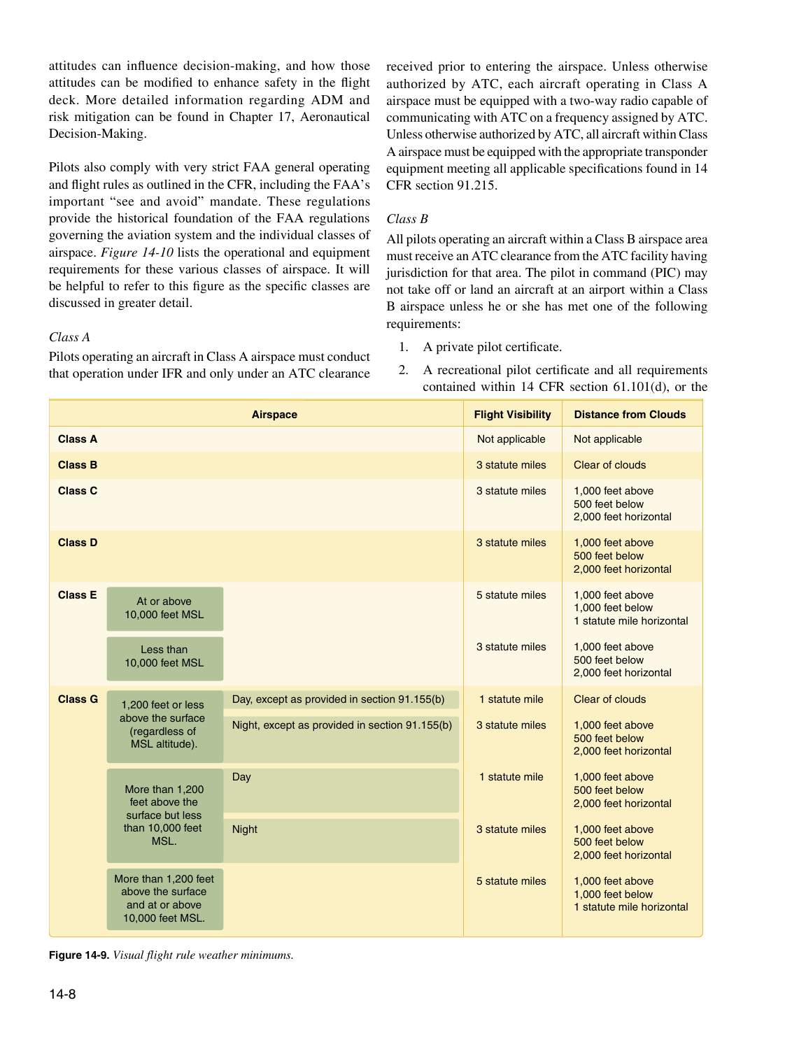attitudes can influence decision-making, and how those attitudes can be modified to enhance safety in the flight deck. More detailed information regarding ADM and risk mitigation can be found in Chapter 17, Aeronautical Decision-Making.

Pilots also comply with very strict FAA general operating and flight rules as outlined in the CFR, including the FAA's important "see and avoid" mandate. These regulations provide the historical foundation of the FAA regulations governing the aviation system and the individual classes of airspace. *Figure 14-10* lists the operational and equipment requirements for these various classes of airspace. It will be helpful to refer to this figure as the specific classes are discussed in greater detail.

### *Class A*

Pilots operating an aircraft in Class A airspace must conduct that operation under IFR and only under an ATC clearance received prior to entering the airspace. Unless otherwise authorized by ATC, each aircraft operating in Class A airspace must be equipped with a two-way radio capable of communicating with ATC on a frequency assigned by ATC. Unless otherwise authorized by ATC, all aircraft within Class A airspace must be equipped with the appropriate transponder equipment meeting all applicable specifications found in 14 CFR section 91.215.

### *Class B*

All pilots operating an aircraft within a Class B airspace area must receive an ATC clearance from the ATC facility having jurisdiction for that area. The pilot in command (PIC) may not take off or land an aircraft at an airport within a Class B airspace unless he or she has met one of the following requirements:

1. A private pilot certificate.
2. A recreational pilot certificate and all requirements contained within 14 CFR section 61.101(d), or the

| Airspace | | | Flight Visibility | Distance from Clouds |
|---|---|---|---|---|
| **Class A** | | | Not applicable | Not applicable |
| **Class B** | | | 3 statute miles | Clear of clouds |
| **Class C** | | | 3 statute miles | 1,000 feet above<br>500 feet below<br>2,000 feet horizontal |
| **Class D** | | | 3 statute miles | 1,000 feet above<br>500 feet below<br>2,000 feet horizontal |
| **Class E** | At or above 10,000 feet MSL | | 5 statute miles | 1,000 feet above<br>1,000 feet below<br>1 statute mile horizontal |
| | Less than 10,000 feet MSL | | 3 statute miles | 1,000 feet above<br>500 feet below<br>2,000 feet horizontal |
| **Class G** | 1,200 feet or less above the surface (regardless of MSL altitude). | Day, except as provided in section 91.155(b) | 1 statute mile | Clear of clouds |
| | | Night, except as provided in section 91.155(b) | 3 statute miles | 1,000 feet above<br>500 feet below<br>2,000 feet horizontal |
| | More than 1,200 feet above the surface but less than 10,000 feet MSL. | Day | 1 statute mile | 1,000 feet above<br>500 feet below<br>2,000 feet horizontal |
| | | Night | 3 statute miles | 1,000 feet above<br>500 feet below<br>2,000 feet horizontal |
| | More than 1,200 feet above the surface and at or above 10,000 feet MSL. | | 5 statute miles | 1,000 feet above<br>1,000 feet below<br>1 statute mile horizontal |

**Figure 14-9.** *Visual flight rule weather minimums.*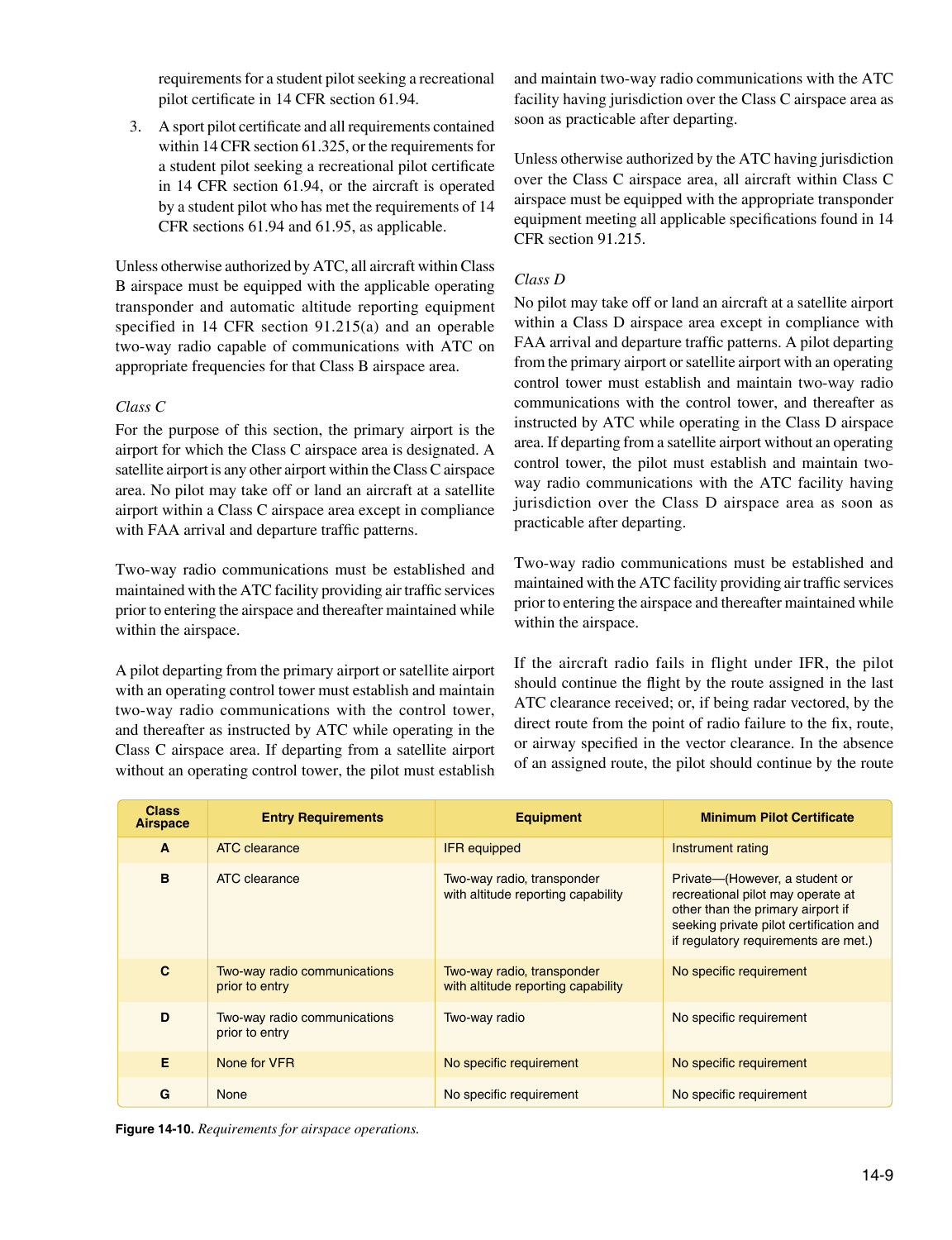requirements for a student pilot seeking a recreational pilot certificate in 14 CFR section 61.94.

3. A sport pilot certificate and all requirements contained within 14 CFR section 61.325, or the requirements for a student pilot seeking a recreational pilot certificate in 14 CFR section 61.94, or the aircraft is operated by a student pilot who has met the requirements of 14 CFR sections 61.94 and 61.95, as applicable.

Unless otherwise authorized by ATC, all aircraft within Class B airspace must be equipped with the applicable operating transponder and automatic altitude reporting equipment specified in 14 CFR section 91.215(a) and an operable two-way radio capable of communications with ATC on appropriate frequencies for that Class B airspace area.

*Class C*

For the purpose of this section, the primary airport is the airport for which the Class C airspace area is designated. A satellite airport is any other airport within the Class C airspace area. No pilot may take off or land an aircraft at a satellite airport within a Class C airspace area except in compliance with FAA arrival and departure traffic patterns.

Two-way radio communications must be established and maintained with the ATC facility providing air traffic services prior to entering the airspace and thereafter maintained while within the airspace.

A pilot departing from the primary airport or satellite airport with an operating control tower must establish and maintain two-way radio communications with the control tower, and thereafter as instructed by ATC while operating in the Class C airspace area. If departing from a satellite airport without an operating control tower, the pilot must establish and maintain two-way radio communications with the ATC facility having jurisdiction over the Class C airspace area as soon as practicable after departing.

Unless otherwise authorized by the ATC having jurisdiction over the Class C airspace area, all aircraft within Class C airspace must be equipped with the appropriate transponder equipment meeting all applicable specifications found in 14 CFR section 91.215.

*Class D*

No pilot may take off or land an aircraft at a satellite airport within a Class D airspace area except in compliance with FAA arrival and departure traffic patterns. A pilot departing from the primary airport or satellite airport with an operating control tower must establish and maintain two-way radio communications with the control tower, and thereafter as instructed by ATC while operating in the Class D airspace area. If departing from a satellite airport without an operating control tower, the pilot must establish and maintain two-way radio communications with the ATC facility having jurisdiction over the Class D airspace area as soon as practicable after departing.

Two-way radio communications must be established and maintained with the ATC facility providing air traffic services prior to entering the airspace and thereafter maintained while within the airspace.

If the aircraft radio fails in flight under IFR, the pilot should continue the flight by the route assigned in the last ATC clearance received; or, if being radar vectored, by the direct route from the point of radio failure to the fix, route, or airway specified in the vector clearance. In the absence of an assigned route, the pilot should continue by the route

| Class Airspace | Entry Requirements | Equipment | Minimum Pilot Certificate |
|---|---|---|---|
| A | ATC clearance | IFR equipped | Instrument rating |
| B | ATC clearance | Two-way radio, transponder with altitude reporting capability | Private—(However, a student or recreational pilot may operate at other than the primary airport if seeking private pilot certification and if regulatory requirements are met.) |
| C | Two-way radio communications prior to entry | Two-way radio, transponder with altitude reporting capability | No specific requirement |
| D | Two-way radio communications prior to entry | Two-way radio | No specific requirement |
| E | None for VFR | No specific requirement | No specific requirement |
| G | None | No specific requirement | No specific requirement |

**Figure 14-10.** *Requirements for airspace operations.*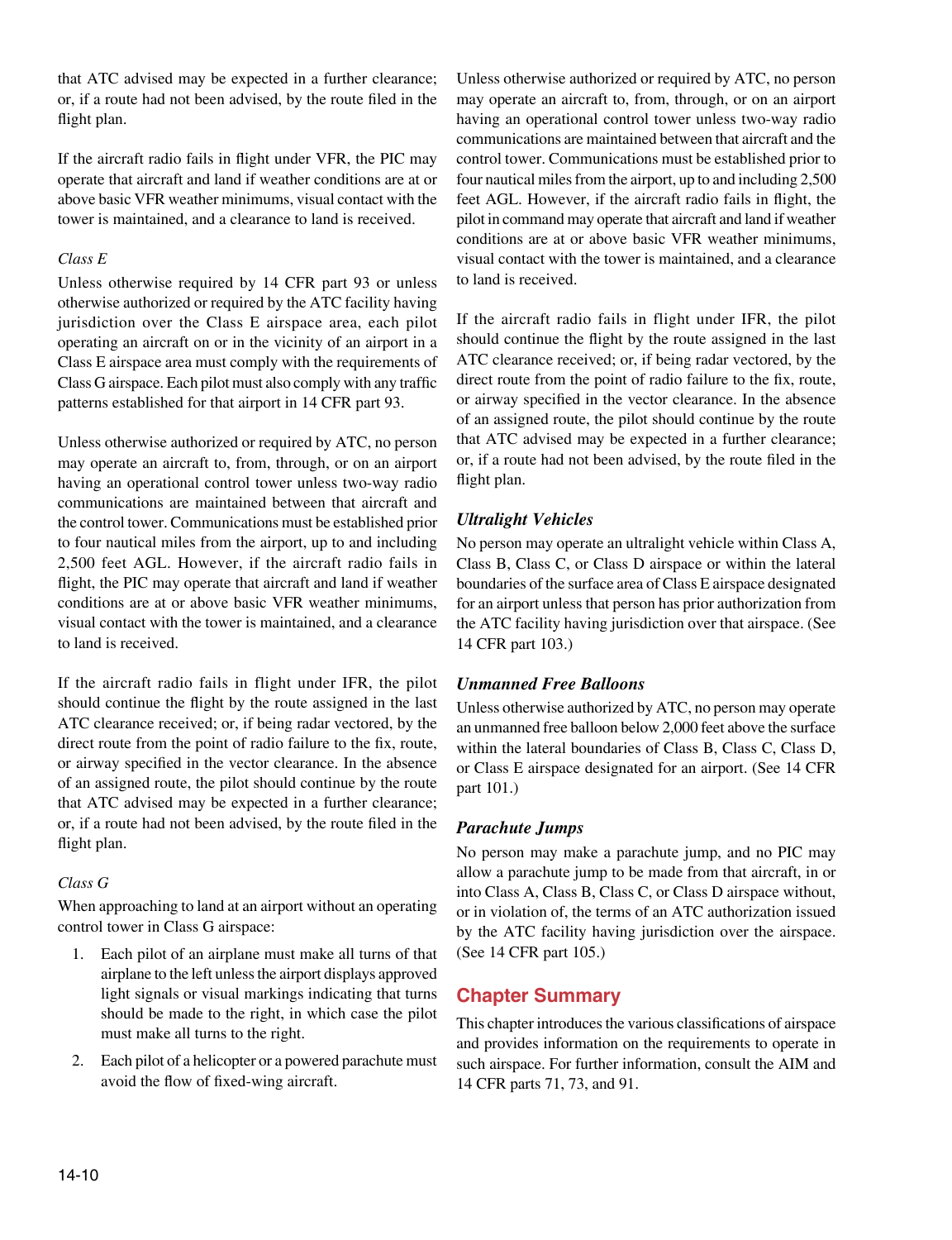that ATC advised may be expected in a further clearance; or, if a route had not been advised, by the route filed in the flight plan.

If the aircraft radio fails in flight under VFR, the PIC may operate that aircraft and land if weather conditions are at or above basic VFR weather minimums, visual contact with the tower is maintained, and a clearance to land is received.

*Class E*

Unless otherwise required by 14 CFR part 93 or unless otherwise authorized or required by the ATC facility having jurisdiction over the Class E airspace area, each pilot operating an aircraft on or in the vicinity of an airport in a Class E airspace area must comply with the requirements of Class G airspace. Each pilot must also comply with any traffic patterns established for that airport in 14 CFR part 93.

Unless otherwise authorized or required by ATC, no person may operate an aircraft to, from, through, or on an airport having an operational control tower unless two-way radio communications are maintained between that aircraft and the control tower. Communications must be established prior to four nautical miles from the airport, up to and including 2,500 feet AGL. However, if the aircraft radio fails in flight, the PIC may operate that aircraft and land if weather conditions are at or above basic VFR weather minimums, visual contact with the tower is maintained, and a clearance to land is received.

If the aircraft radio fails in flight under IFR, the pilot should continue the flight by the route assigned in the last ATC clearance received; or, if being radar vectored, by the direct route from the point of radio failure to the fix, route, or airway specified in the vector clearance. In the absence of an assigned route, the pilot should continue by the route that ATC advised may be expected in a further clearance; or, if a route had not been advised, by the route filed in the flight plan.

*Class G*

When approaching to land at an airport without an operating control tower in Class G airspace:

1. Each pilot of an airplane must make all turns of that airplane to the left unless the airport displays approved light signals or visual markings indicating that turns should be made to the right, in which case the pilot must make all turns to the right.
2. Each pilot of a helicopter or a powered parachute must avoid the flow of fixed-wing aircraft.

Unless otherwise authorized or required by ATC, no person may operate an aircraft to, from, through, or on an airport having an operational control tower unless two-way radio communications are maintained between that aircraft and the control tower. Communications must be established prior to four nautical miles from the airport, up to and including 2,500 feet AGL. However, if the aircraft radio fails in flight, the pilot in command may operate that aircraft and land if weather conditions are at or above basic VFR weather minimums, visual contact with the tower is maintained, and a clearance to land is received.

If the aircraft radio fails in flight under IFR, the pilot should continue the flight by the route assigned in the last ATC clearance received; or, if being radar vectored, by the direct route from the point of radio failure to the fix, route, or airway specified in the vector clearance. In the absence of an assigned route, the pilot should continue by the route that ATC advised may be expected in a further clearance; or, if a route had not been advised, by the route filed in the flight plan.

### *Ultralight Vehicles*

No person may operate an ultralight vehicle within Class A, Class B, Class C, or Class D airspace or within the lateral boundaries of the surface area of Class E airspace designated for an airport unless that person has prior authorization from the ATC facility having jurisdiction over that airspace. (See 14 CFR part 103.)

### *Unmanned Free Balloons*

Unless otherwise authorized by ATC, no person may operate an unmanned free balloon below 2,000 feet above the surface within the lateral boundaries of Class B, Class C, Class D, or Class E airspace designated for an airport. (See 14 CFR part 101.)

### *Parachute Jumps*

No person may make a parachute jump, and no PIC may allow a parachute jump to be made from that aircraft, in or into Class A, Class B, Class C, or Class D airspace without, or in violation of, the terms of an ATC authorization issued by the ATC facility having jurisdiction over the airspace. (See 14 CFR part 105.)

## Chapter Summary

This chapter introduces the various classifications of airspace and provides information on the requirements to operate in such airspace. For further information, consult the AIM and 14 CFR parts 71, 73, and 91.